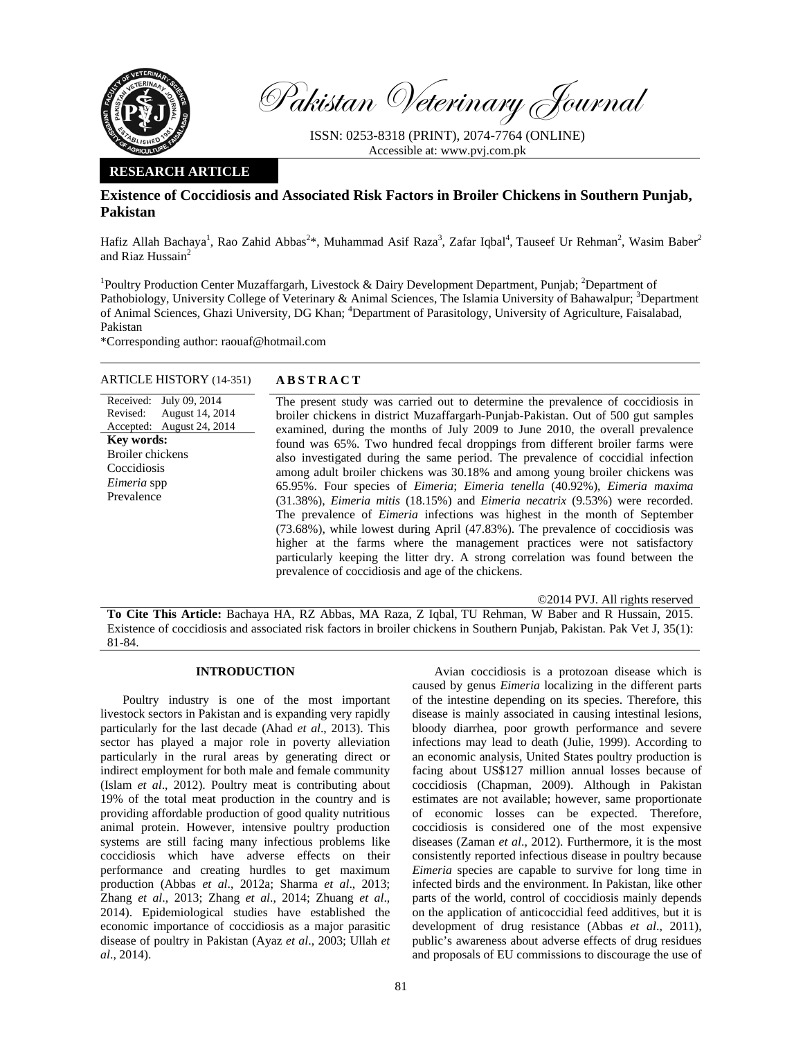Pakistan Veterinary Journal

ISSN: 0253-8318 (PRINT), 2074-7764 (ONLINE)
Accessible at: www.pvj.com.pk

**RESEARCH ARTICLE**

# Existence of Coccidiosis and Associated Risk Factors in Broiler Chickens in Southern Punjab, Pakistan

Hafiz Allah Bachaya[1], Rao Zahid Abbas[2]*, Muhammad Asif Raza[3], Zafar Iqbal[4], Tauseef Ur Rehman[2], Wasim Baber[2] and Riaz Hussain[2]

[1]Poultry Production Center Muzaffargarh, Livestock & Dairy Development Department, Punjab; [2]Department of Pathobiology, University College of Veterinary & Animal Sciences, The Islamia University of Bahawalpur; [3]Department of Animal Sciences, Ghazi University, DG Khan; [4]Department of Parasitology, University of Agriculture, Faisalabad, Pakistan

*Corresponding author: raouaf@hotmail.com

ARTICLE HISTORY (14-351)

Received: July 09, 2014
Revised: August 14, 2014
Accepted: August 24, 2014

**Key words:**
Broiler chickens
Coccidiosis
*Eimeria* spp
Prevalence

## ABSTRACT

The present study was carried out to determine the prevalence of coccidiosis in broiler chickens in district Muzaffargarh-Punjab-Pakistan. Out of 500 gut samples examined, during the months of July 2009 to June 2010, the overall prevalence found was 65%. Two hundred fecal droppings from different broiler farms were also investigated during the same period. The prevalence of coccidial infection among adult broiler chickens was 30.18% and among young broiler chickens was 65.95%. Four species of *Eimeria*; *Eimeria tenella* (40.92%), *Eimeria maxima* (31.38%), *Eimeria mitis* (18.15%) and *Eimeria necatrix* (9.53%) were recorded. The prevalence of *Eimeria* infections was highest in the month of September (73.68%), while lowest during April (47.83%). The prevalence of coccidiosis was higher at the farms where the management practices were not satisfactory particularly keeping the litter dry. A strong correlation was found between the prevalence of coccidiosis and age of the chickens.

©2014 PVJ. All rights reserved

**To Cite This Article:** Bachaya HA, RZ Abbas, MA Raza, Z Iqbal, TU Rehman, W Baber and R Hussain, 2015. Existence of coccidiosis and associated risk factors in broiler chickens in Southern Punjab, Pakistan. Pak Vet J, 35(1): 81-84.

## INTRODUCTION

Poultry industry is one of the most important livestock sectors in Pakistan and is expanding very rapidly particularly for the last decade (Ahad *et al*., 2013). This sector has played a major role in poverty alleviation particularly in the rural areas by generating direct or indirect employment for both male and female community (Islam *et al*., 2012). Poultry meat is contributing about 19% of the total meat production in the country and is providing affordable production of good quality nutritious animal protein. However, intensive poultry production systems are still facing many infectious problems like coccidiosis which have adverse effects on their performance and creating hurdles to get maximum production (Abbas *et al*., 2012a; Sharma *et al*., 2013; Zhang *et al*., 2013; Zhang *et al*., 2014; Zhuang *et al*., 2014). Epidemiological studies have established the economic importance of coccidiosis as a major parasitic disease of poultry in Pakistan (Ayaz *et al*., 2003; Ullah *et al*., 2014).

Avian coccidiosis is a protozoan disease which is caused by genus *Eimeria* localizing in the different parts of the intestine depending on its species. Therefore, this disease is mainly associated in causing intestinal lesions, bloody diarrhea, poor growth performance and severe infections may lead to death (Julie, 1999). According to an economic analysis, United States poultry production is facing about US$127 million annual losses because of coccidiosis (Chapman, 2009). Although in Pakistan estimates are not available; however, same proportionate of economic losses can be expected. Therefore, coccidiosis is considered one of the most expensive diseases (Zaman *et al*., 2012). Furthermore, it is the most consistently reported infectious disease in poultry because *Eimeria* species are capable to survive for long time in infected birds and the environment. In Pakistan, like other parts of the world, control of coccidiosis mainly depends on the application of anticoccidial feed additives, but it is development of drug resistance (Abbas *et al*., 2011), public's awareness about adverse effects of drug residues and proposals of EU commissions to discourage the use of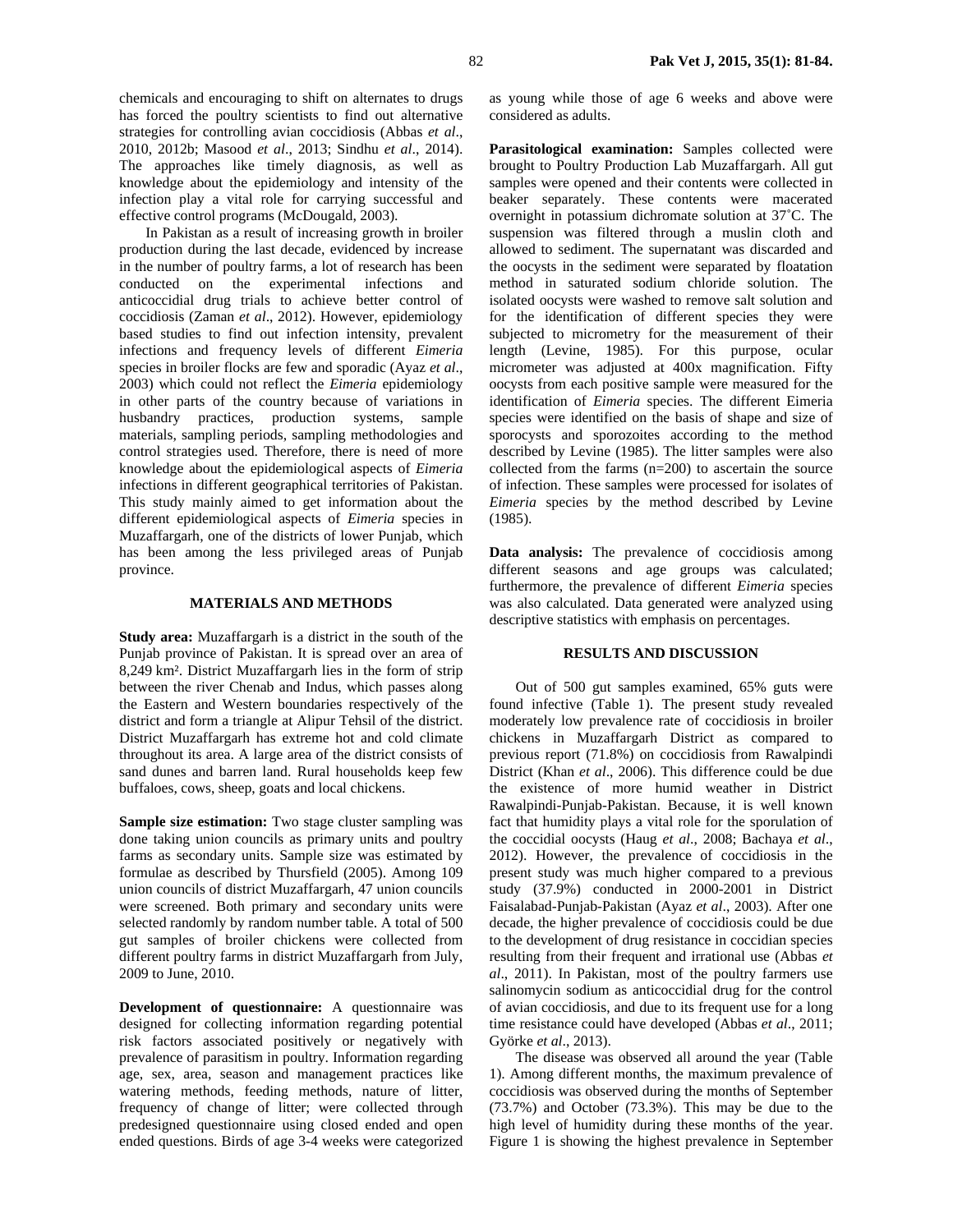chemicals and encouraging to shift on alternates to drugs has forced the poultry scientists to find out alternative strategies for controlling avian coccidiosis (Abbas *et al*., 2010, 2012b; Masood *et al*., 2013; Sindhu *et al*., 2014). The approaches like timely diagnosis, as well as knowledge about the epidemiology and intensity of the infection play a vital role for carrying successful and effective control programs (McDougald, 2003).

In Pakistan as a result of increasing growth in broiler production during the last decade, evidenced by increase in the number of poultry farms, a lot of research has been conducted on the experimental infections and anticoccidial drug trials to achieve better control of coccidiosis (Zaman *et al*., 2012). However, epidemiology based studies to find out infection intensity, prevalent infections and frequency levels of different *Eimeria* species in broiler flocks are few and sporadic (Ayaz *et al*., 2003) which could not reflect the *Eimeria* epidemiology in other parts of the country because of variations in husbandry practices, production systems, sample materials, sampling periods, sampling methodologies and control strategies used. Therefore, there is need of more knowledge about the epidemiological aspects of *Eimeria* infections in different geographical territories of Pakistan. This study mainly aimed to get information about the different epidemiological aspects of *Eimeria* species in Muzaffargarh, one of the districts of lower Punjab, which has been among the less privileged areas of Punjab province.

## MATERIALS AND METHODS

**Study area:** Muzaffargarh is a district in the south of the Punjab province of Pakistan. It is spread over an area of 8,249 km². District Muzaffargarh lies in the form of strip between the river Chenab and Indus, which passes along the Eastern and Western boundaries respectively of the district and form a triangle at Alipur Tehsil of the district. District Muzaffargarh has extreme hot and cold climate throughout its area. A large area of the district consists of sand dunes and barren land. Rural households keep few buffaloes, cows, sheep, goats and local chickens.

**Sample size estimation:** Two stage cluster sampling was done taking union councils as primary units and poultry farms as secondary units. Sample size was estimated by formulae as described by Thursfield (2005). Among 109 union councils of district Muzaffargarh, 47 union councils were screened. Both primary and secondary units were selected randomly by random number table. A total of 500 gut samples of broiler chickens were collected from different poultry farms in district Muzaffargarh from July, 2009 to June, 2010.

**Development of questionnaire:** A questionnaire was designed for collecting information regarding potential risk factors associated positively or negatively with prevalence of parasitism in poultry. Information regarding age, sex, area, season and management practices like watering methods, feeding methods, nature of litter, frequency of change of litter; were collected through predesigned questionnaire using closed ended and open ended questions. Birds of age 3-4 weeks were categorized as young while those of age 6 weeks and above were considered as adults.

**Parasitological examination:** Samples collected were brought to Poultry Production Lab Muzaffargarh. All gut samples were opened and their contents were collected in beaker separately. These contents were macerated overnight in potassium dichromate solution at 37˚C. The suspension was filtered through a muslin cloth and allowed to sediment. The supernatant was discarded and the oocysts in the sediment were separated by floatation method in saturated sodium chloride solution. The isolated oocysts were washed to remove salt solution and for the identification of different species they were subjected to micrometry for the measurement of their length (Levine, 1985). For this purpose, ocular micrometer was adjusted at 400x magnification. Fifty oocysts from each positive sample were measured for the identification of *Eimeria* species. The different Eimeria species were identified on the basis of shape and size of sporocysts and sporozoites according to the method described by Levine (1985). The litter samples were also collected from the farms (n=200) to ascertain the source of infection. These samples were processed for isolates of *Eimeria* species by the method described by Levine (1985).

**Data analysis:** The prevalence of coccidiosis among different seasons and age groups was calculated; furthermore, the prevalence of different *Eimeria* species was also calculated. Data generated were analyzed using descriptive statistics with emphasis on percentages.

## RESULTS AND DISCUSSION

Out of 500 gut samples examined, 65% guts were found infective (Table 1). The present study revealed moderately low prevalence rate of coccidiosis in broiler chickens in Muzaffargarh District as compared to previous report (71.8%) on coccidiosis from Rawalpindi District (Khan *et al*., 2006). This difference could be due the existence of more humid weather in District Rawalpindi-Punjab-Pakistan. Because, it is well known fact that humidity plays a vital role for the sporulation of the coccidial oocysts (Haug *et al*., 2008; Bachaya *et al*., 2012). However, the prevalence of coccidiosis in the present study was much higher compared to a previous study (37.9%) conducted in 2000-2001 in District Faisalabad-Punjab-Pakistan (Ayaz *et al*., 2003). After one decade, the higher prevalence of coccidiosis could be due to the development of drug resistance in coccidian species resulting from their frequent and irrational use (Abbas *et al*., 2011). In Pakistan, most of the poultry farmers use salinomycin sodium as anticoccidial drug for the control of avian coccidiosis, and due to its frequent use for a long time resistance could have developed (Abbas *et al*., 2011; Györke *et al*., 2013).

The disease was observed all around the year (Table 1). Among different months, the maximum prevalence of coccidiosis was observed during the months of September (73.7%) and October (73.3%). This may be due to the high level of humidity during these months of the year. Figure 1 is showing the highest prevalence in September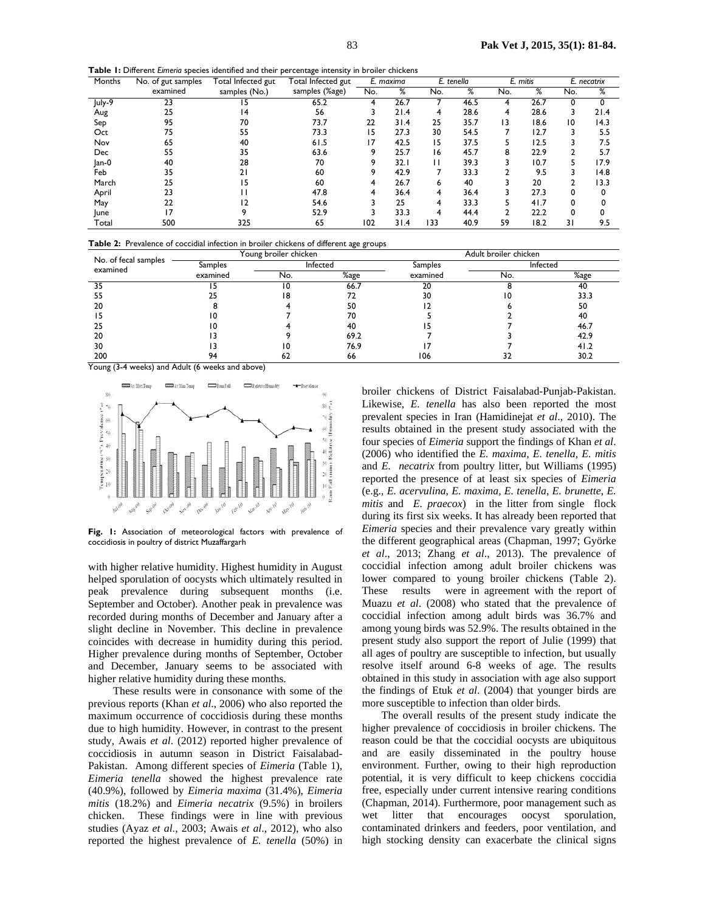**Table 1:** Different *Eimeria* species identified and their percentage intensity in broiler chickens

| Months | No. of gut samples examined | Total Infected gut samples (No.) | Total Infected gut samples (%age) | *E. maxima* | | *E. tenella* | | *E. mitis* | | *E. necatrix* | |
|---|---|---|---|---|---|---|---|---|---|---|---|
| | | | | No. | % | No. | % | No. | % | No. | % |
| July-9 | 23 | 15 | 65.2 | 4 | 26.7 | 7 | 46.5 | 4 | 26.7 | 0 | 0 |
| Aug | 25 | 14 | 56 | 3 | 21.4 | 4 | 28.6 | 4 | 28.6 | 3 | 21.4 |
| Sep | 95 | 70 | 73.7 | 22 | 31.4 | 25 | 35.7 | 13 | 18.6 | 10 | 14.3 |
| Oct | 75 | 55 | 73.3 | 15 | 27.3 | 30 | 54.5 | 7 | 12.7 | 3 | 5.5 |
| Nov | 65 | 40 | 61.5 | 17 | 42.5 | 15 | 37.5 | 5 | 12.5 | 3 | 7.5 |
| Dec | 55 | 35 | 63.6 | 9 | 25.7 | 16 | 45.7 | 8 | 22.9 | 2 | 5.7 |
| Jan-0 | 40 | 28 | 70 | 9 | 32.1 | 11 | 39.3 | 3 | 10.7 | 5 | 17.9 |
| Feb | 35 | 21 | 60 | 9 | 42.9 | 7 | 33.3 | 2 | 9.5 | 3 | 14.8 |
| March | 25 | 15 | 60 | 4 | 26.7 | 6 | 40 | 3 | 20 | 2 | 13.3 |
| April | 23 | 11 | 47.8 | 4 | 36.4 | 4 | 36.4 | 3 | 27.3 | 0 | 0 |
| May | 22 | 12 | 54.6 | 3 | 25 | 4 | 33.3 | 5 | 41.7 | 0 | 0 |
| June | 17 | 9 | 52.9 | 3 | 33.3 | 4 | 44.4 | 2 | 22.2 | 0 | 0 |
| Total | 500 | 325 | 65 | 102 | 31.4 | 133 | 40.9 | 59 | 18.2 | 31 | 9.5 |

**Table 2:** Prevalence of coccidial infection in broiler chickens of different age groups

| No. of fecal samples examined | Young broiler chicken | | | Adult broiler chicken | | |
|---|---|---|---|---|---|---|
| | Samples examined | Infected | | Samples examined | Infected | |
| | | No. | %age | | No. | %age |
| 35 | 15 | 10 | 66.7 | 20 | 8 | 40 |
| 55 | 25 | 18 | 72 | 30 | 10 | 33.3 |
| 20 | 8 | 4 | 50 | 12 | 6 | 50 |
| 15 | 10 | 7 | 70 | 5 | 2 | 40 |
| 25 | 10 | 4 | 40 | 15 | 7 | 46.7 |
| 20 | 13 | 9 | 69.2 | 7 | 3 | 42.9 |
| 30 | 13 | 10 | 76.9 | 17 | 7 | 41.2 |
| 200 | 94 | 62 | 66 | 106 | 32 | 30.2 |

Young (3-4 weeks) and Adult (6 weeks and above)

**Fig. 1:** Association of meteorological factors with prevalence of coccidiosis in poultry of district Muzaffargarh

with higher relative humidity. Highest humidity in August helped sporulation of oocysts which ultimately resulted in peak prevalence during subsequent months (i.e. September and October). Another peak in prevalence was recorded during months of December and January after a slight decline in November. This decline in prevalence coincides with decrease in humidity during this period. Higher prevalence during months of September, October and December, January seems to be associated with higher relative humidity during these months.

These results were in consonance with some of the previous reports (Khan *et al*., 2006) who also reported the maximum occurrence of coccidiosis during these months due to high humidity. However, in contrast to the present study, Awais *et al*. (2012) reported higher prevalence of coccidiosis in autumn season in District Faisalabad-Pakistan. Among different species of *Eimeria* (Table 1), *Eimeria tenella* showed the highest prevalence rate (40.9%), followed by *Eimeria maxima* (31.4%), *Eimeria mitis* (18.2%) and *Eimeria necatrix* (9.5%) in broilers chicken. These findings were in line with previous studies (Ayaz *et al*., 2003; Awais *et al*., 2012), who also reported the highest prevalence of *E. tenella* (50%) in broiler chickens of District Faisalabad-Punjab-Pakistan. Likewise, *E. tenella* has also been reported the most prevalent species in Iran (Hamidinejat *et al*., 2010). The results obtained in the present study associated with the four species of *Eimeria* support the findings of Khan *et al*. (2006) who identified the *E. maxima*, *E. tenella*, *E. mitis* and *E. necatrix* from poultry litter, but Williams (1995) reported the presence of at least six species of *Eimeria* (e.g., *E. acervulina*, *E. maxima*, *E. tenella*, *E. brunette*, *E. mitis* and *E. praecox*) in the litter from single flock during its first six weeks. It has already been reported that *Eimeria* species and their prevalence vary greatly within the different geographical areas (Chapman, 1997; Györke *et al*., 2013; Zhang *et al*., 2013). The prevalence of coccidial infection among adult broiler chickens was lower compared to young broiler chickens (Table 2). These results were in agreement with the report of Muazu *et al*. (2008) who stated that the prevalence of coccidial infection among adult birds was 36.7% and among young birds was 52.9%. The results obtained in the present study also support the report of Julie (1999) that all ages of poultry are susceptible to infection, but usually resolve itself around 6-8 weeks of age. The results obtained in this study in association with age also support the findings of Etuk *et al*. (2004) that younger birds are more susceptible to infection than older birds.

The overall results of the present study indicate the higher prevalence of coccidiosis in broiler chickens. The reason could be that the coccidial oocysts are ubiquitous and are easily disseminated in the poultry house environment. Further, owing to their high reproduction potential, it is very difficult to keep chickens coccidia free, especially under current intensive rearing conditions (Chapman, 2014). Furthermore, poor management such as wet litter that encourages oocyst sporulation, contaminated drinkers and feeders, poor ventilation, and high stocking density can exacerbate the clinical signs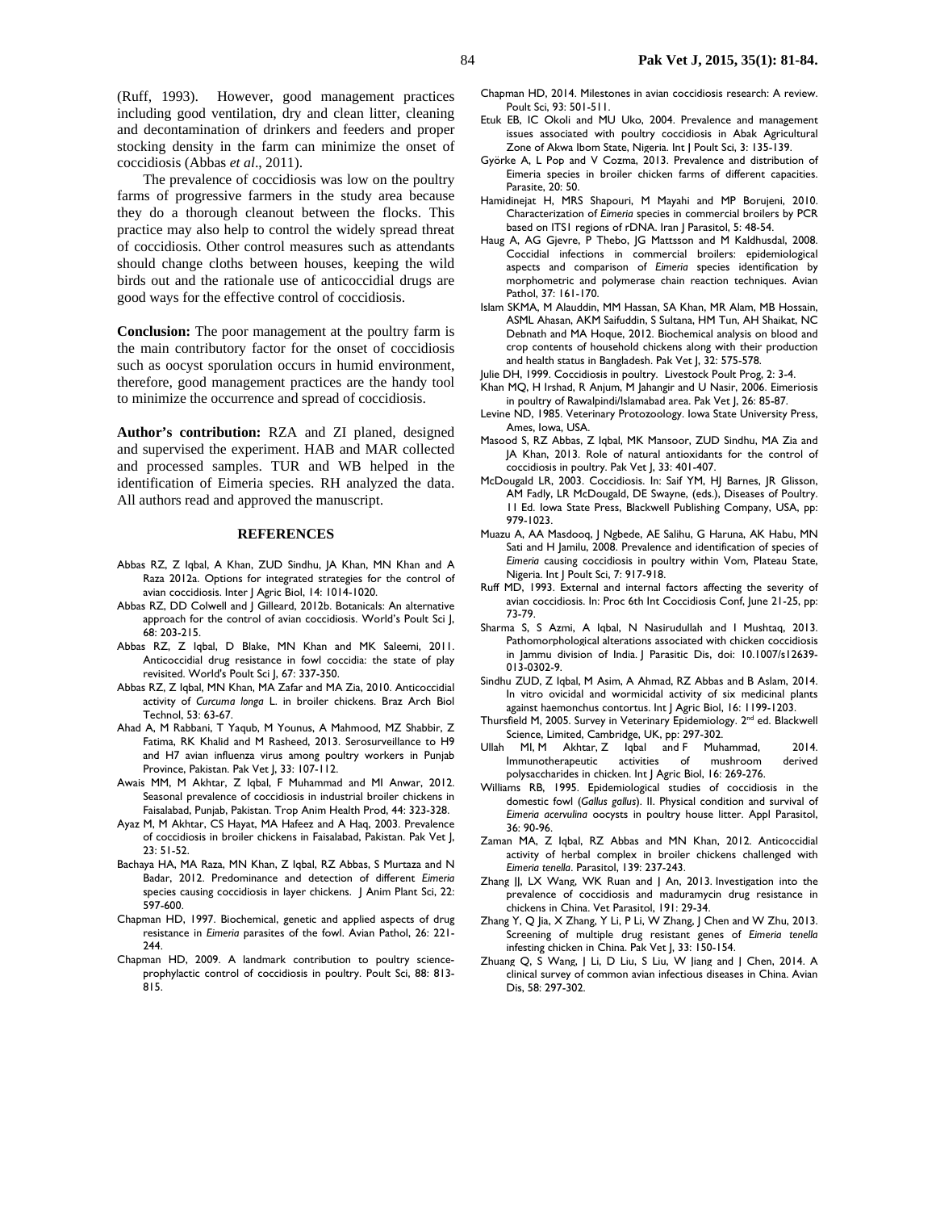(Ruff, 1993). However, good management practices including good ventilation, dry and clean litter, cleaning and decontamination of drinkers and feeders and proper stocking density in the farm can minimize the onset of coccidiosis (Abbas *et al*., 2011).

The prevalence of coccidiosis was low on the poultry farms of progressive farmers in the study area because they do a thorough cleanout between the flocks. This practice may also help to control the widely spread threat of coccidiosis. Other control measures such as attendants should change cloths between houses, keeping the wild birds out and the rationale use of anticoccidial drugs are good ways for the effective control of coccidiosis.

**Conclusion:** The poor management at the poultry farm is the main contributory factor for the onset of coccidiosis such as oocyst sporulation occurs in humid environment, therefore, good management practices are the handy tool to minimize the occurrence and spread of coccidiosis.

**Author's contribution:** RZA and ZI planed, designed and supervised the experiment. HAB and MAR collected and processed samples. TUR and WB helped in the identification of Eimeria species. RH analyzed the data. All authors read and approved the manuscript.

## REFERENCES

Abbas RZ, Z Iqbal, A Khan, ZUD Sindhu, JA Khan, MN Khan and A Raza 2012a. Options for integrated strategies for the control of avian coccidiosis. Inter J Agric Biol, 14: 1014-1020.

Abbas RZ, DD Colwell and J Gilleard, 2012b. Botanicals: An alternative approach for the control of avian coccidiosis. World's Poult Sci J, 68: 203-215.

Abbas RZ, Z Iqbal, D Blake, MN Khan and MK Saleemi, 2011. Anticoccidial drug resistance in fowl coccidia: the state of play revisited. World's Poult Sci J, 67: 337-350.

Abbas RZ, Z Iqbal, MN Khan, MA Zafar and MA Zia, 2010. Anticoccidial activity of *Curcuma longa* L. in broiler chickens. Braz Arch Biol Technol, 53: 63-67.

Ahad A, M Rabbani, T Yaqub, M Younus, A Mahmood, MZ Shabbir, Z Fatima, RK Khalid and M Rasheed, 2013. Serosurveillance to H9 and H7 avian influenza virus among poultry workers in Punjab Province, Pakistan. Pak Vet J, 33: 107-112.

Awais MM, M Akhtar, Z Iqbal, F Muhammad and MI Anwar, 2012. Seasonal prevalence of coccidiosis in industrial broiler chickens in Faisalabad, Punjab, Pakistan. Trop Anim Health Prod, 44: 323-328.

Ayaz M, M Akhtar, CS Hayat, MA Hafeez and A Haq, 2003. Prevalence of coccidiosis in broiler chickens in Faisalabad, Pakistan. Pak Vet J, 23: 51-52.

Bachaya HA, MA Raza, MN Khan, Z Iqbal, RZ Abbas, S Murtaza and N Badar, 2012. Predominance and detection of different *Eimeria* species causing coccidiosis in layer chickens. J Anim Plant Sci, 22: 597-600.

Chapman HD, 1997. Biochemical, genetic and applied aspects of drug resistance in *Eimeria* parasites of the fowl. Avian Pathol, 26: 221-244.

Chapman HD, 2009. A landmark contribution to poultry science-prophylactic control of coccidiosis in poultry. Poult Sci, 88: 813-815.

Chapman HD, 2014. Milestones in avian coccidiosis research: A review. Poult Sci, 93: 501-511.

Etuk EB, IC Okoli and MU Uko, 2004. Prevalence and management issues associated with poultry coccidiosis in Abak Agricultural Zone of Akwa Ibom State, Nigeria. Int J Poult Sci, 3: 135-139.

Györke A, L Pop and V Cozma, 2013. Prevalence and distribution of Eimeria species in broiler chicken farms of different capacities. Parasite, 20: 50.

Hamidinejat H, MRS Shapouri, M Mayahi and MP Borujeni, 2010. Characterization of *Eimeria* species in commercial broilers by PCR based on ITS1 regions of rDNA. Iran J Parasitol, 5: 48-54.

Haug A, AG Gjevre, P Thebo, JG Mattsson and M Kaldhusdal, 2008. Coccidial infections in commercial broilers: epidemiological aspects and comparison of *Eimeria* species identification by morphometric and polymerase chain reaction techniques. Avian Pathol, 37: 161-170.

Islam SKMA, M Alauddin, MM Hassan, SA Khan, MR Alam, MB Hossain, ASML Ahasan, AKM Saifuddin, S Sultana, HM Tun, AH Shaikat, NC Debnath and MA Hoque, 2012. Biochemical analysis on blood and crop contents of household chickens along with their production and health status in Bangladesh. Pak Vet J, 32: 575-578.

Julie DH, 1999. Coccidiosis in poultry. Livestock Poult Prog, 2: 3-4.

Khan MQ, H Irshad, R Anjum, M Jahangir and U Nasir, 2006. Eimeriosis in poultry of Rawalpindi/Islamabad area. Pak Vet J, 26: 85-87.

Levine ND, 1985. Veterinary Protozoology. Iowa State University Press, Ames, Iowa, USA.

Masood S, RZ Abbas, Z Iqbal, MK Mansoor, ZUD Sindhu, MA Zia and JA Khan, 2013. Role of natural antioxidants for the control of coccidiosis in poultry. Pak Vet J, 33: 401-407.

McDougald LR, 2003. Coccidiosis. In: Saif YM, HJ Barnes, JR Glisson, AM Fadly, LR McDougald, DE Swayne, (eds.), Diseases of Poultry. 11 Ed. Iowa State Press, Blackwell Publishing Company, USA, pp: 979-1023.

Muazu A, AA Masdooq, J Ngbede, AE Salihu, G Haruna, AK Habu, MN Sati and H Jamilu, 2008. Prevalence and identification of species of *Eimeria* causing coccidiosis in poultry within Vom, Plateau State, Nigeria. Int J Poult Sci, 7: 917-918.

Ruff MD, 1993. External and internal factors affecting the severity of avian coccidiosis. In: Proc 6th Int Coccidiosis Conf, June 21-25, pp: 73-79.

Sharma S, S Azmi, A Iqbal, N Nasirudullah and I Mushtaq, 2013. Pathomorphological alterations associated with chicken coccidiosis in Jammu division of India. J Parasitic Dis, doi: 10.1007/s12639-013-0302-9.

Sindhu ZUD, Z Iqbal, M Asim, A Ahmad, RZ Abbas and B Aslam, 2014. In vitro ovicidal and wormicidal activity of six medicinal plants against haemonchus contortus. Int J Agric Biol, 16: 1199-1203.

Thursfield M, 2005. Survey in Veterinary Epidemiology. 2nd ed. Blackwell Science, Limited, Cambridge, UK, pp: 297-302.

Ullah MI, M Akhtar, Z Iqbal and F Muhammad, 2014. Immunotherapeutic activities of mushroom derived polysaccharides in chicken. Int J Agric Biol, 16: 269-276.

Williams RB, 1995. Epidemiological studies of coccidiosis in the domestic fowl (*Gallus gallus*). II. Physical condition and survival of *Eimeria acervulina* oocysts in poultry house litter. Appl Parasitol, 36: 90-96.

Zaman MA, Z Iqbal, RZ Abbas and MN Khan, 2012. Anticoccidial activity of herbal complex in broiler chickens challenged with *Eimeria tenella*. Parasitol, 139: 237-243.

Zhang JJ, LX Wang, WK Ruan and J An, 2013. Investigation into the prevalence of coccidiosis and maduramycin drug resistance in chickens in China. Vet Parasitol, 191: 29-34.

Zhang Y, Q Jia, X Zhang, Y Li, P Li, W Zhang, J Chen and W Zhu, 2013. Screening of multiple drug resistant genes of *Eimeria tenella* infesting chicken in China. Pak Vet J, 33: 150-154.

Zhuang Q, S Wang, J Li, D Liu, S Liu, W Jiang and J Chen, 2014. A clinical survey of common avian infectious diseases in China. Avian Dis, 58: 297-302.